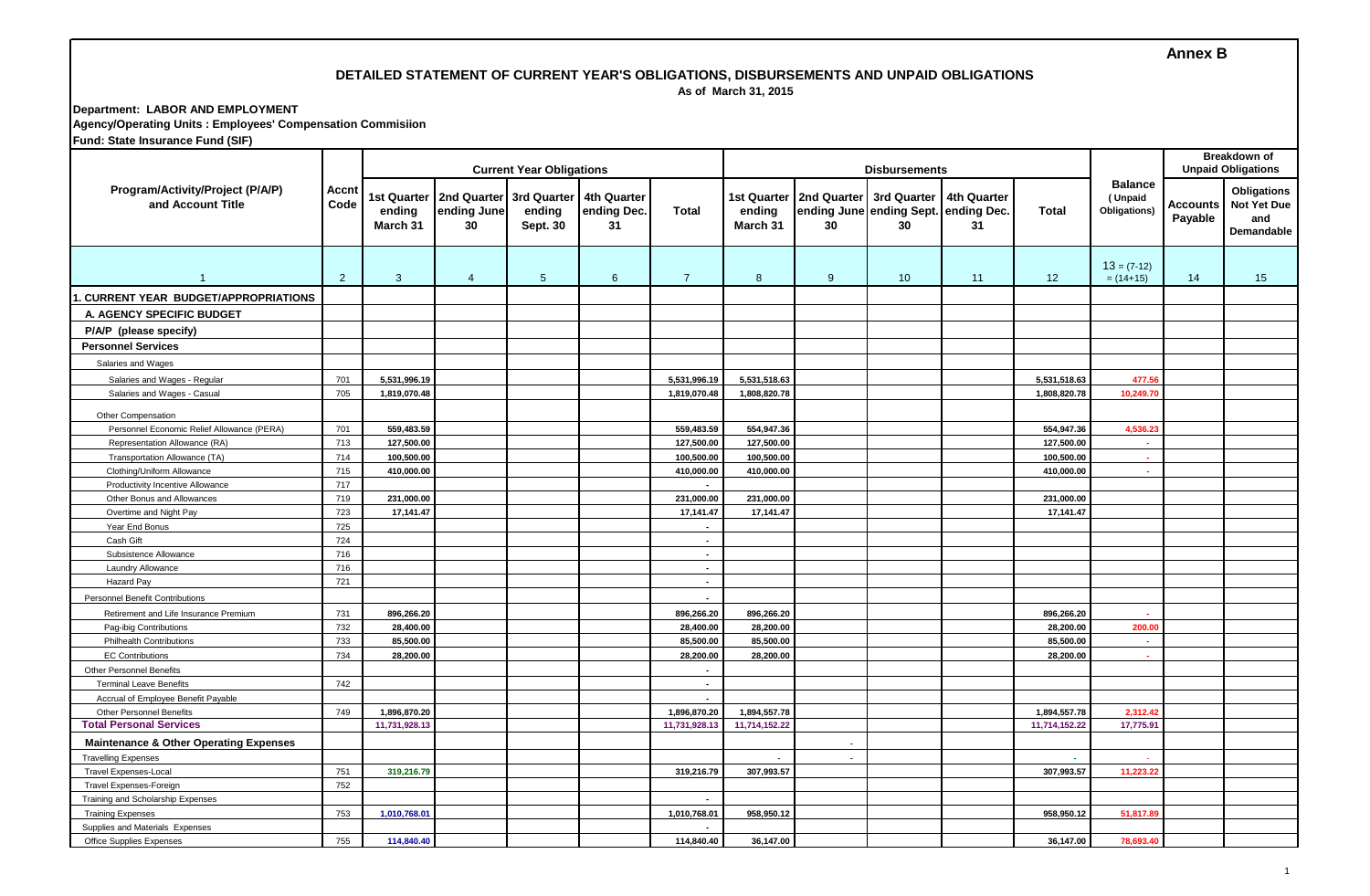**Annex B**

# DETAILED STATEMENT OF CURRENT YEAR'S OBLIGATIONS, DISBURSEMENTS AND UNPAID OBLIGATIONS

**As of March 31, 2015**

**Department: LABOR AND EMPLOYMENT**
**Agency/Operating Units : Employees' Compensation Commisiion**
**Fund: State Insurance Fund (SIF)**

| Program/Activity/Project (P/A/P) and Account Title | Accnt Code | Current Year Obligations | | | | | Disbursements | | | | | Balance (Unpaid Obligations) | Breakdown of Unpaid Obligations | |
|---|---|---|---|---|---|---|---|---|---|---|---|---|---|---|
| | | 1st Quarter ending March 31 | 2nd Quarter ending June 30 | 3rd Quarter ending Sept. 30 | 4th Quarter ending Dec. 31 | Total | 1st Quarter ending March 31 | 2nd Quarter ending June 30 | 3rd Quarter ending Sept. 30 | 4th Quarter ending Dec. 31 | Total | | Accounts Payable | Obligations Not Yet Due and Demandable |
| 1 | 2 | 3 | 4 | 5 | 6 | 7 | 8 | 9 | 10 | 11 | 12 | 13 = (7-12) = (14+15) | 14 | 15 |
| **1. CURRENT YEAR BUDGET/APPROPRIATIONS** | | | | | | | | | | | | | | |
| **A. AGENCY SPECIFIC BUDGET** | | | | | | | | | | | | | | |
| **P/A/P (please specify)** | | | | | | | | | | | | | | |
| **Personnel Services** | | | | | | | | | | | | | | |
| Salaries and Wages | | | | | | | | | | | | | | |
| Salaries and Wages - Regular | 701 | 5,531,996.19 | | | | 5,531,996.19 | 5,531,518.63 | | | | 5,531,518.63 | 477.56 | | |
| Salaries and Wages - Casual | 705 | 1,819,070.48 | | | | 1,819,070.48 | 1,808,820.78 | | | | 1,808,820.78 | 10,249.70 | | |
| Other Compensation | | | | | | | | | | | | | | |
| Personnel Economic Relief Allowance (PERA) | 701 | 559,483.59 | | | | 559,483.59 | 554,947.36 | | | | 554,947.36 | 4,536.23 | | |
| Representation Allowance (RA) | 713 | 127,500.00 | | | | 127,500.00 | 127,500.00 | | | | 127,500.00 | - | | |
| Transportation Allowance (TA) | 714 | 100,500.00 | | | | 100,500.00 | 100,500.00 | | | | 100,500.00 | - | | |
| Clothing/Uniform Allowance | 715 | 410,000.00 | | | | 410,000.00 | 410,000.00 | | | | 410,000.00 | - | | |
| Productivity Incentive Allowance | 717 | | | | | - | | | | | | | | |
| Other Bonus and Allowances | 719 | 231,000.00 | | | | 231,000.00 | 231,000.00 | | | | 231,000.00 | | | |
| Overtime and Night Pay | 723 | 17,141.47 | | | | 17,141.47 | 17,141.47 | | | | 17,141.47 | | | |
| Year End Bonus | 725 | | | | | - | | | | | | | | |
| Cash Gift | 724 | | | | | - | | | | | | | | |
| Subsistence Allowance | 716 | | | | | - | | | | | | | | |
| Laundry Allowance | 716 | | | | | - | | | | | | | | |
| Hazard Pay | 721 | | | | | - | | | | | | | | |
| Personnel Benefit Contributions | | | | | | - | | | | | | | | |
| Retirement and Life Insurance Premium | 731 | 896,266.20 | | | | 896,266.20 | 896,266.20 | | | | 896,266.20 | - | | |
| Pag-ibig Contributions | 732 | 28,400.00 | | | | 28,400.00 | 28,200.00 | | | | 28,200.00 | 200.00 | | |
| Philhealth Contributions | 733 | 85,500.00 | | | | 85,500.00 | 85,500.00 | | | | 85,500.00 | - | | |
| EC Contributions | 734 | 28,200.00 | | | | 28,200.00 | 28,200.00 | | | | 28,200.00 | - | | |
| Other Personnel Benefits | | | | | | - | | | | | | | | |
| Terminal Leave Benefits | 742 | | | | | - | | | | | | | | |
| Accrual of Employee Benefit Payable | | | | | | - | | | | | | | | |
| Other Personnel Benefits | 749 | 1,896,870.20 | | | | 1,896,870.20 | 1,894,557.78 | | | | 1,894,557.78 | 2,312.42 | | |
| **Total Personal Services** | | 11,731,928.13 | | | | 11,731,928.13 | 11,714,152.22 | | | | 11,714,152.22 | 17,775.91 | | |
| **Maintenance & Other Operating Expenses** | | | | | | | | - | | | | | | |
| Travelling Expenses | | | | | | | - | - | | | - | - | | |
| Travel Expenses-Local | 751 | 319,216.79 | | | | 319,216.79 | 307,993.57 | | | | 307,993.57 | 11,223.22 | | |
| Travel Expenses-Foreign | 752 | | | | | | | | | | | | | |
| Training and Scholarship Expenses | | | | | | - | | | | | | | | |
| Training Expenses | 753 | 1,010,768.01 | | | | 1,010,768.01 | 958,950.12 | | | | 958,950.12 | 51,817.89 | | |
| Supplies and Materials Expenses | | | | | | - | | | | | | | | |
| Office Supplies Expenses | 755 | 114,840.40 | | | | 114,840.40 | 36,147.00 | | | | 36,147.00 | 78,693.40 | | |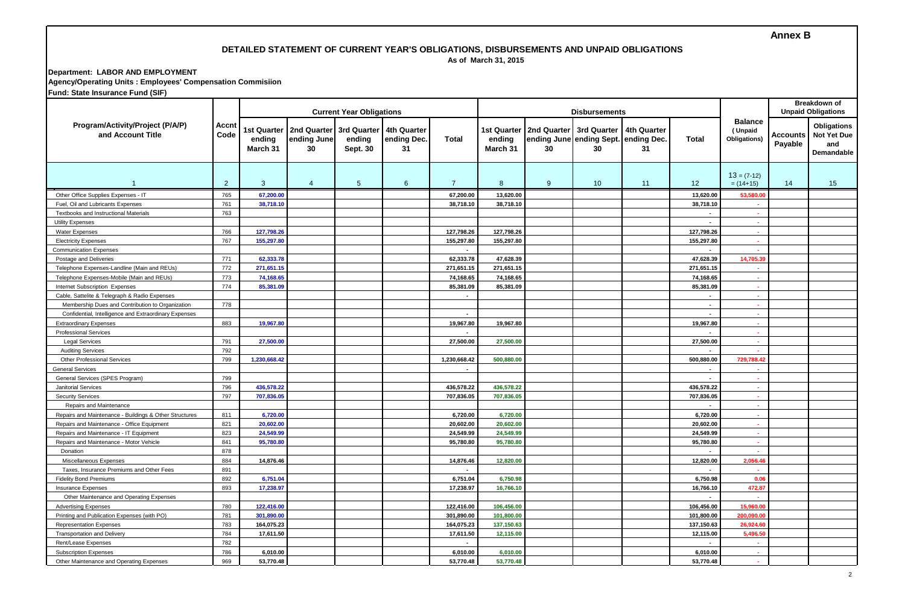**Annex B**

## DETAILED STATEMENT OF CURRENT YEAR'S OBLIGATIONS, DISBURSEMENTS AND UNPAID OBLIGATIONS

As of March 31, 2015

**Department: LABOR AND EMPLOYMENT**

**Agency/Operating Units : Employees' Compensation Commisiion**

**Fund: State Insurance Fund (SIF)**

| Program/Activity/Project (P/A/P) and Account Title | Accnt Code | Current Year Obligations | | | | | Disbursements | | | | | Balance (Unpaid Obligations) | Breakdown of Unpaid Obligations | |
|---|---|---|---|---|---|---|---|---|---|---|---|---|---|---|
| | | 1st Quarter ending March 31 | 2nd Quarter ending June 30 | 3rd Quarter ending Sept. 30 | 4th Quarter ending Dec. 31 | Total | 1st Quarter ending March 31 | 2nd Quarter ending June 30 | 3rd Quarter ending Sept. 30 | 4th Quarter ending Dec. 31 | Total | | Accounts Payable | Obligations Not Yet Due and Demandable |
| 1 | 2 | 3 | 4 | 5 | 6 | 7 | 8 | 9 | 10 | 11 | 12 | 13 = (7-12) = (14+15) | 14 | 15 |
| Other Office Supplies Expenses - IT | 765 | 67,200.00 | | | | 67,200.00 | 13,620.00 | | | | 13,620.00 | 53,580.00 | | |
| Fuel, Oil and Lubricants Expenses | 761 | 38,718.10 | | | | 38,718.10 | 38,718.10 | | | | 38,718.10 | - | | |
| Textbooks and Instructional Materials | 763 | | | | | | | | | | - | - | | |
| Utility Expenses | | | | | | | | | | | - | - | | |
| Water Expenses | 766 | 127,798.26 | | | | 127,798.26 | 127,798.26 | | | | 127,798.26 | - | | |
| Electricity Expenses | 767 | 155,297.80 | | | | 155,297.80 | 155,297.80 | | | | 155,297.80 | - | | |
| Communication Expenses | | | | | | - | | | | | - | - | | |
| Postage and Deliveries | 771 | 62,333.78 | | | | 62,333.78 | 47,628.39 | | | | 47,628.39 | 14,705.39 | | |
| Telephone Expenses-Landline (Main and REUs) | 772 | 271,651.15 | | | | 271,651.15 | 271,651.15 | | | | 271,651.15 | - | | |
| Telephone Expenses-Mobile (Main and REUs) | 773 | 74,168.65 | | | | 74,168.65 | 74,168.65 | | | | 74,168.65 | - | | |
| Internet Subscription Expenses | 774 | 85,381.09 | | | | 85,381.09 | 85,381.09 | | | | 85,381.09 | - | | |
| Cable, Sattelite & Telegraph & Radio Expenses | | | | | | - | | | | | - | - | | |
| Membership Dues and Contribution to Organization | 778 | | | | | | | | | | - | - | | |
| Confidential, Intelligence and Extraordinary Expenses | | | | | | - | | | | | - | - | | |
| Extraordinary Expenses | 883 | 19,967.80 | | | | 19,967.80 | 19,967.80 | | | | 19,967.80 | - | | |
| Professional Services | | | | | | - | | | | | - | - | | |
| Legal Services | 791 | 27,500.00 | | | | 27,500.00 | 27,500.00 | | | | 27,500.00 | - | | |
| Auditing Services | 792 | | | | | | | | | | - | - | | |
| Other Professional Services | 799 | 1,230,668.42 | | | | 1,230,668.42 | 500,880.00 | | | | 500,880.00 | 729,788.42 | | |
| General Services | | | | | | - | | | | | - | - | | |
| General Services (SPES Program) | 799 | | | | | | | | | | - | - | | |
| Janitorial Services | 796 | 436,578.22 | | | | 436,578.22 | 436,578.22 | | | | 436,578.22 | - | | |
| Security Services | 797 | 707,836.05 | | | | 707,836.05 | 707,836.05 | | | | 707,836.05 | - | | |
| Repairs and Maintenance | | | | | | | | | | | - | - | | |
| Repairs and Maintenance - Buildings & Other Structures | 811 | 6,720.00 | | | | 6,720.00 | 6,720.00 | | | | 6,720.00 | - | | |
| Repairs and Maintenance - Office Equipment | 821 | 20,602.00 | | | | 20,602.00 | 20,602.00 | | | | 20,602.00 | - | | |
| Repairs and Maintenance - IT Equipment | 823 | 24,549.99 | | | | 24,549.99 | 24,549.99 | | | | 24,549.99 | - | | |
| Repairs and Maintenance - Motor Vehicle | 841 | 95,780.80 | | | | 95,780.80 | 95,780.80 | | | | 95,780.80 | - | | |
| Donation | 878 | | | | | | | | | | - | - | | |
| Miscellaneous Expenses | 884 | 14,876.46 | | | | 14,876.46 | 12,820.00 | | | | 12,820.00 | 2,056.46 | | |
| Taxes, Insurance Premiums and Other Fees | 891 | | | | | - | | | | | - | - | | |
| Fidelity Bond Premiums | 892 | 6,751.04 | | | | 6,751.04 | 6,750.98 | | | | 6,750.98 | 0.06 | | |
| Insurance Expenses | 893 | 17,238.97 | | | | 17,238.97 | 16,766.10 | | | | 16,766.10 | 472.87 | | |
| Other Maintenance and Operating Expenses | | | | | | | | | | | - | - | | |
| Advertising Expenses | 780 | 122,416.00 | | | | 122,416.00 | 106,456.00 | | | | 106,456.00 | 15,960.00 | | |
| Printing and Publication Expenses (with PO) | 781 | 301,890.00 | | | | 301,890.00 | 101,800.00 | | | | 101,800.00 | 200,090.00 | | |
| Representation Expenses | 783 | 164,075.23 | | | | 164,075.23 | 137,150.63 | | | | 137,150.63 | 26,924.60 | | |
| Transportation and Delivery | 784 | 17,611.50 | | | | 17,611.50 | 12,115.00 | | | | 12,115.00 | 5,496.50 | | |
| Rent/Lease Expenses | 782 | | | | | - | | | | | - | - | | |
| Subscription Expenses | 786 | 6,010.00 | | | | 6,010.00 | 6,010.00 | | | | 6,010.00 | - | | |
| Other Maintenance and Operating Expenses | 969 | 53,770.48 | | | | 53,770.48 | 53,770.48 | | | | 53,770.48 | - | | |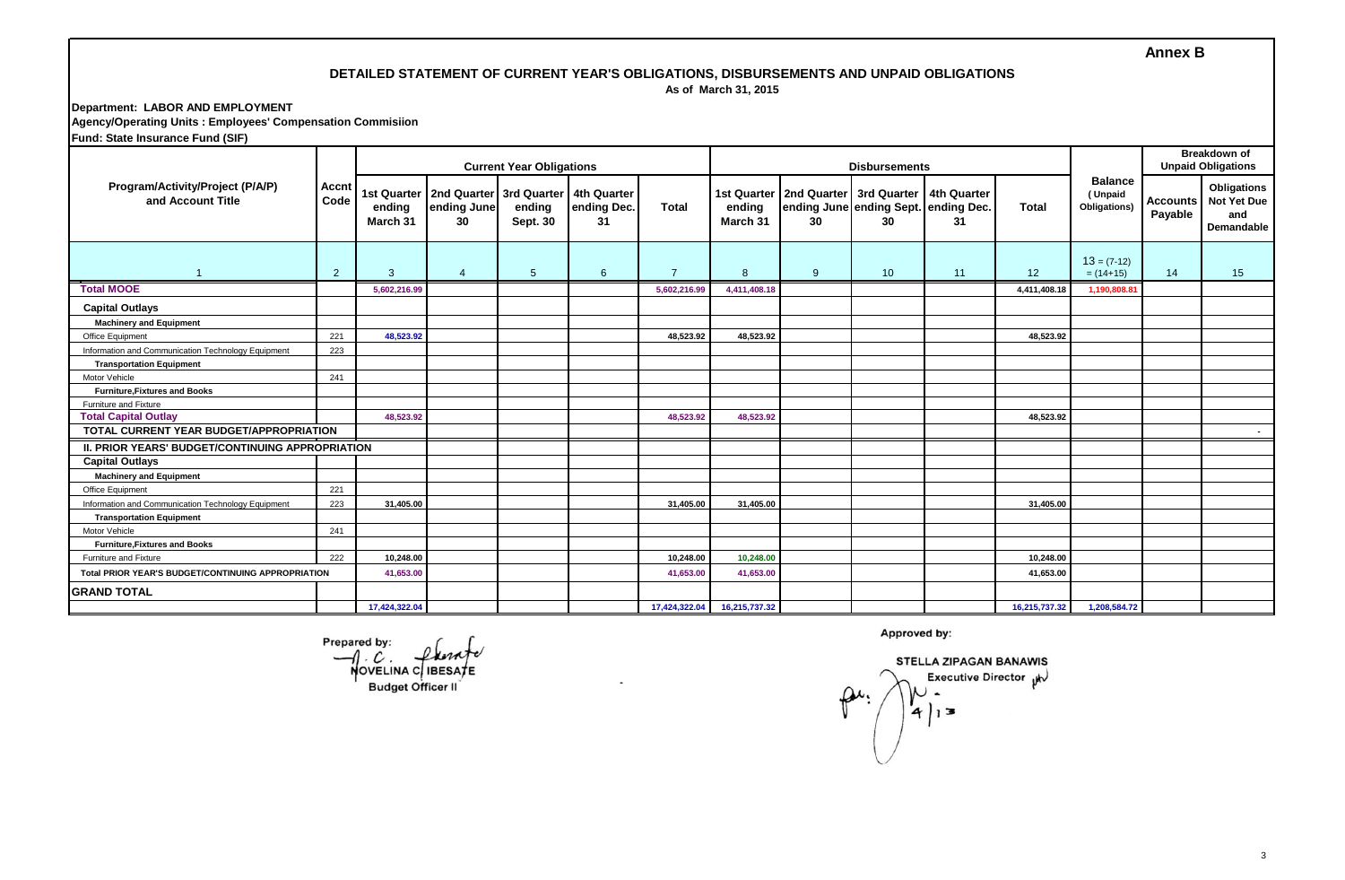**Annex B**

## DETAILED STATEMENT OF CURRENT YEAR'S OBLIGATIONS, DISBURSEMENTS AND UNPAID OBLIGATIONS

**As of March 31, 2015**

**Department: LABOR AND EMPLOYMENT**

**Agency/Operating Units : Employees' Compensation Commisiion**

**Fund: State Insurance Fund (SIF)**

| Program/Activity/Project (P/A/P) and Account Title | Accnt Code | Current Year Obligations | | | | | Disbursements | | | | | Balance (Unpaid Obligations) | Breakdown of Unpaid Obligations | |
|---|---|---|---|---|---|---|---|---|---|---|---|---|---|---|
| | | 1st Quarter ending March 31 | 2nd Quarter ending June 30 | 3rd Quarter ending Sept. 30 | 4th Quarter ending Dec. 31 | Total | 1st Quarter ending March 31 | 2nd Quarter ending June 30 | 3rd Quarter ending Sept. 30 | 4th Quarter ending Dec. 31 | Total | | Accounts Payable | Obligations Not Yet Due and Demandable |
| 1 | 2 | 3 | 4 | 5 | 6 | 7 | 8 | 9 | 10 | 11 | 12 | 13 = (7-12) = (14+15) | 14 | 15 |
| **Total MOOE** | | 5,602,216.99 | | | | 5,602,216.99 | 4,411,408.18 | | | | 4,411,408.18 | 1,190,808.81 | | |
| **Capital Outlays** | | | | | | | | | | | | | | |
| **Machinery and Equipment** | | | | | | | | | | | | | | |
| Office Equipment | 221 | 48,523.92 | | | | 48,523.92 | 48,523.92 | | | | 48,523.92 | | | |
| Information and Communication Technology Equipment | 223 | | | | | | | | | | | | | |
| **Transportation Equipment** | | | | | | | | | | | | | | |
| Motor Vehicle | 241 | | | | | | | | | | | | | |
| **Furniture,Fixtures and Books** | | | | | | | | | | | | | | |
| Furniture and Fixture | | | | | | | | | | | | | | |
| **Total Capital Outlay** | | 48,523.92 | | | | 48,523.92 | 48,523.92 | | | | 48,523.92 | | | |
| **TOTAL CURRENT YEAR BUDGET/APPROPRIATION** | | | | | | | | | | | | | | - |
| **II. PRIOR YEARS' BUDGET/CONTINUING APPROPRIATION** | | | | | | | | | | | | | | |
| **Capital Outlays** | | | | | | | | | | | | | | |
| **Machinery and Equipment** | | | | | | | | | | | | | | |
| Office Equipment | 221 | | | | | | | | | | | | | |
| Information and Communication Technology Equipment | 223 | 31,405.00 | | | | 31,405.00 | 31,405.00 | | | | 31,405.00 | | | |
| **Transportation Equipment** | | | | | | | | | | | | | | |
| Motor Vehicle | 241 | | | | | | | | | | | | | |
| **Furniture,Fixtures and Books** | | | | | | | | | | | | | | |
| Furniture and Fixture | 222 | 10,248.00 | | | | 10,248.00 | 10,248.00 | | | | 10,248.00 | | | |
| **Total PRIOR YEAR'S BUDGET/CONTINUING APPROPRIATION** | | 41,653.00 | | | | 41,653.00 | 41,653.00 | | | | 41,653.00 | | | |
| **GRAND TOTAL** | | | | | | | | | | | | | | |
| | | 17,424,322.04 | | | | 17,424,322.04 | 16,215,737.32 | | | | 16,215,737.32 | 1,208,584.72 | | |

Prepared by:

NOVELINA C. IBESATE
Budget Officer II

Approved by:

STELLA ZIPAGAN BANAWIS
Executive Director